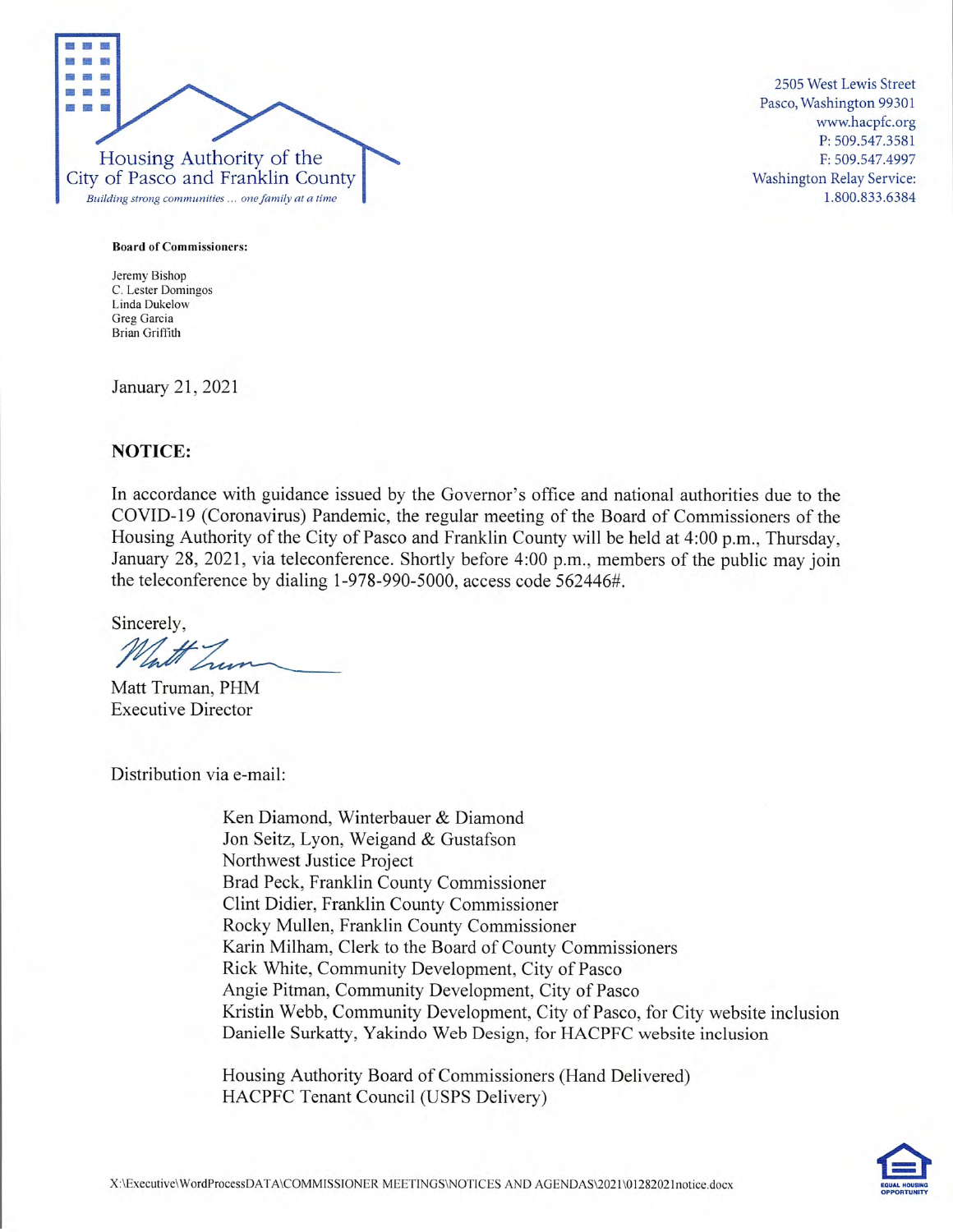Housing Authority of the City of Pasco and Franklin County

*Building strong communities ... one family at a time*

2505 West Lewis Street
Pasco, Washington 99301
www.hacpfc.org
P: 509.547.3581
F: 509.547.4997
Washington Relay Service:
1.800.833.6384

**Board of Commissioners:**

Jeremy Bishop
C. Lester Domingos
Linda Dukelow
Greg Garcia
Brian Griffith

January 21, 2021

**NOTICE:**

In accordance with guidance issued by the Governor's office and national authorities due to the COVID-19 (Coronavirus) Pandemic, the regular meeting of the Board of Commissioners of the Housing Authority of the City of Pasco and Franklin County will be held at 4:00 p.m., Thursday, January 28, 2021, via teleconference. Shortly before 4:00 p.m., members of the public may join the teleconference by dialing 1-978-990-5000, access code 562446#.

Sincerely,

Matt Truman, PHM
Executive Director

Distribution via e-mail:

Ken Diamond, Winterbauer & Diamond
Jon Seitz, Lyon, Weigand & Gustafson
Northwest Justice Project
Brad Peck, Franklin County Commissioner
Clint Didier, Franklin County Commissioner
Rocky Mullen, Franklin County Commissioner
Karin Milham, Clerk to the Board of County Commissioners
Rick White, Community Development, City of Pasco
Angie Pitman, Community Development, City of Pasco
Kristin Webb, Community Development, City of Pasco, for City website inclusion
Danielle Surkatty, Yakindo Web Design, for HACPFC website inclusion

Housing Authority Board of Commissioners (Hand Delivered)
HACPFC Tenant Council (USPS Delivery)

X:\Executive\WordProcessDATA\COMMISSIONER MEETINGS\NOTICES AND AGENDAS\2021\01282021notice.docx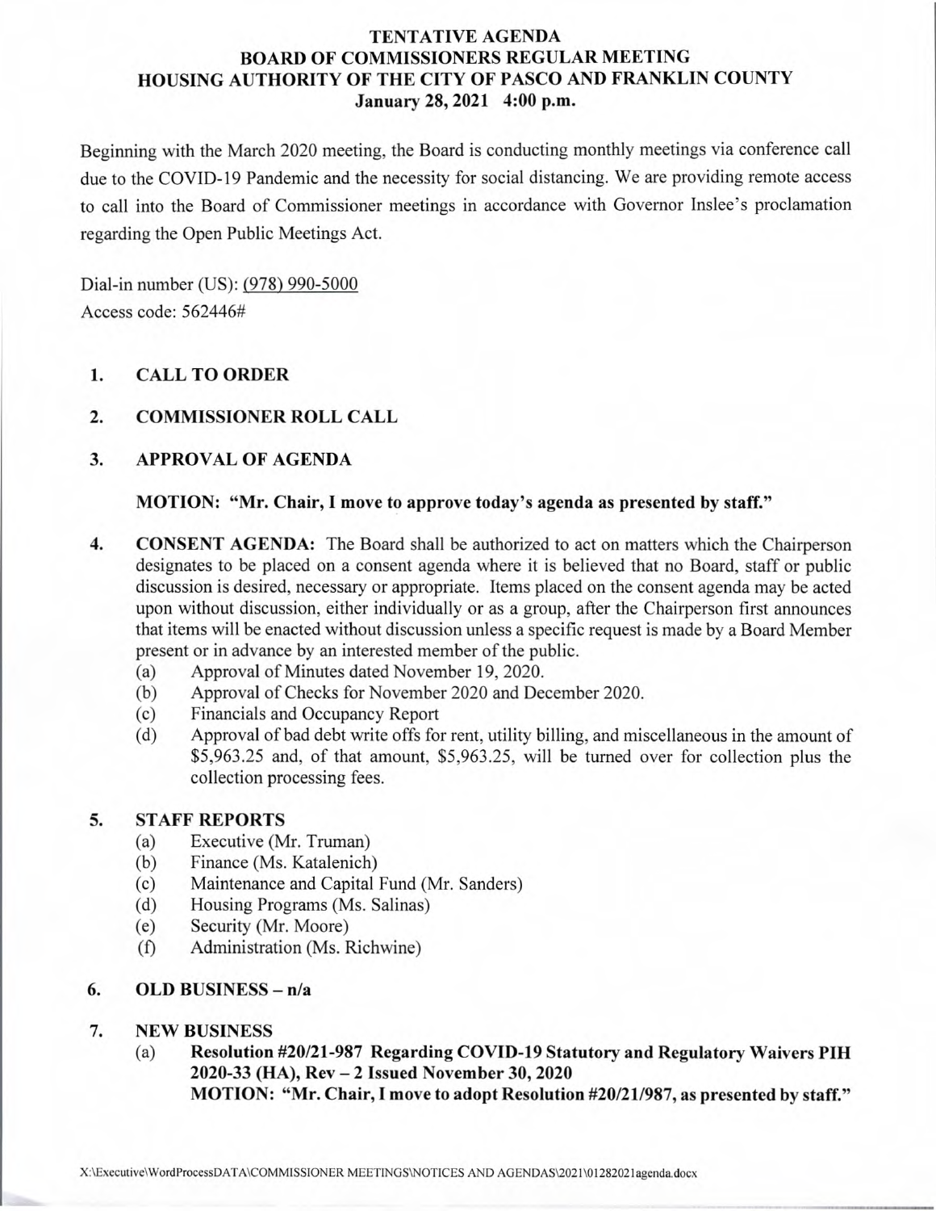**TENTATIVE AGENDA**
**BOARD OF COMMISSIONERS REGULAR MEETING**
**HOUSING AUTHORITY OF THE CITY OF PASCO AND FRANKLIN COUNTY**
**January 28, 2021 4:00 p.m.**

Beginning with the March 2020 meeting, the Board is conducting monthly meetings via conference call due to the COVID-19 Pandemic and the necessity for social distancing. We are providing remote access to call into the Board of Commissioner meetings in accordance with Governor Inslee's proclamation regarding the Open Public Meetings Act.

Dial-in number (US): (978) 990-5000
Access code: 562446#

1. **CALL TO ORDER**

2. **COMMISSIONER ROLL CALL**

3. **APPROVAL OF AGENDA**

   **MOTION: "Mr. Chair, I move to approve today's agenda as presented by staff."**

4. **CONSENT AGENDA:** The Board shall be authorized to act on matters which the Chairperson designates to be placed on a consent agenda where it is believed that no Board, staff or public discussion is desired, necessary or appropriate. Items placed on the consent agenda may be acted upon without discussion, either individually or as a group, after the Chairperson first announces that items will be enacted without discussion unless a specific request is made by a Board Member present or in advance by an interested member of the public.
   - (a) Approval of Minutes dated November 19, 2020.
   - (b) Approval of Checks for November 2020 and December 2020.
   - (c) Financials and Occupancy Report
   - (d) Approval of bad debt write offs for rent, utility billing, and miscellaneous in the amount of $5,963.25 and, of that amount, $5,963.25, will be turned over for collection plus the collection processing fees.

5. **STAFF REPORTS**
   - (a) Executive (Mr. Truman)
   - (b) Finance (Ms. Katalenich)
   - (c) Maintenance and Capital Fund (Mr. Sanders)
   - (d) Housing Programs (Ms. Salinas)
   - (e) Security (Mr. Moore)
   - (f) Administration (Ms. Richwine)

6. **OLD BUSINESS – n/a**

7. **NEW BUSINESS**
   - (a) **Resolution #20/21-987 Regarding COVID-19 Statutory and Regulatory Waivers PIH 2020-33 (HA), Rev – 2 Issued November 30, 2020**
     **MOTION: "Mr. Chair, I move to adopt Resolution #20/21/987, as presented by staff."**

X:\Executive\WordProcessDATA\COMMISSIONER MEETINGS\NOTICES AND AGENDAS\2021\01282021agenda.docx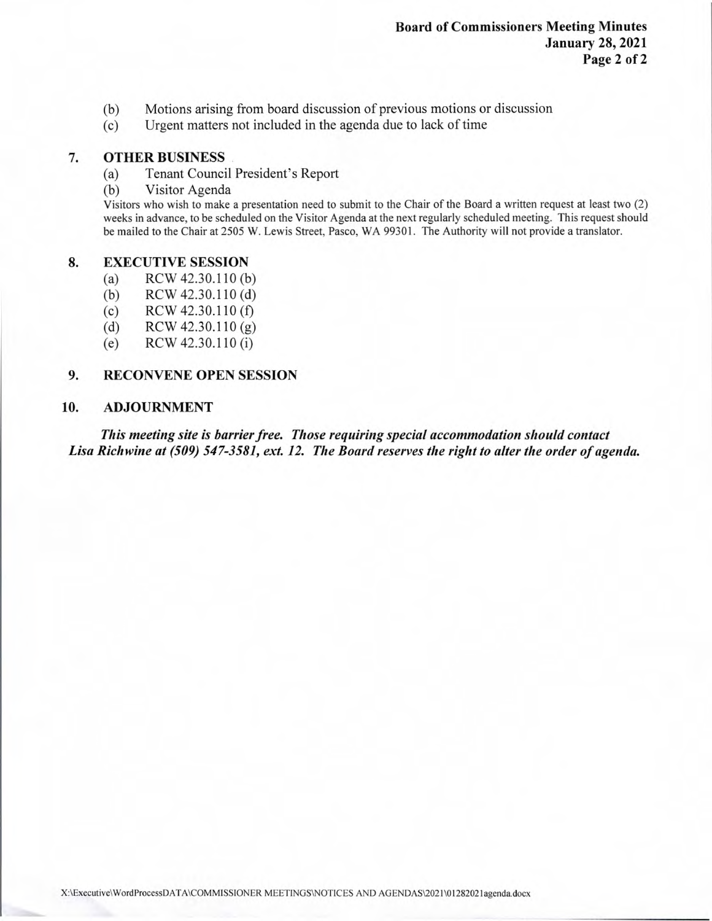(b) Motions arising from board discussion of previous motions or discussion
(c) Urgent matters not included in the agenda due to lack of time

## 7. OTHER BUSINESS

(a) Tenant Council President's Report
(b) Visitor Agenda

Visitors who wish to make a presentation need to submit to the Chair of the Board a written request at least two (2) weeks in advance, to be scheduled on the Visitor Agenda at the next regularly scheduled meeting. This request should be mailed to the Chair at 2505 W. Lewis Street, Pasco, WA 99301. The Authority will not provide a translator.

## 8. EXECUTIVE SESSION

(a) RCW 42.30.110 (b)
(b) RCW 42.30.110 (d)
(c) RCW 42.30.110 (f)
(d) RCW 42.30.110 (g)
(e) RCW 42.30.110 (i)

## 9. RECONVENE OPEN SESSION

## 10. ADJOURNMENT

***This meeting site is barrier free. Those requiring special accommodation should contact Lisa Richwine at (509) 547-3581, ext. 12. The Board reserves the right to alter the order of agenda.***

X:\Executive\WordProcessDATA\COMMISSIONER MEETINGS\NOTICES AND AGENDAS\2021\01282021agenda.docx